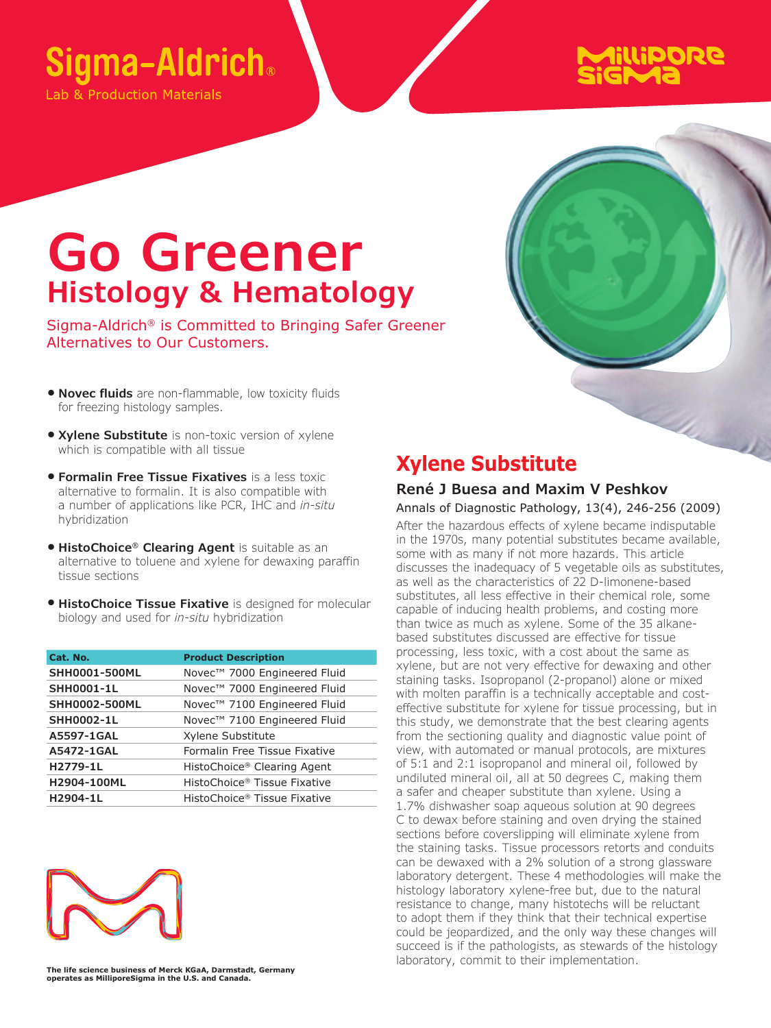Sigma-Aldrich®

Lab & Production Materials

MilliporeSigma

# Go Greener

## Histology & Hematology

Sigma-Aldrich® is Committed to Bringing Safer Greener Alternatives to Our Customers.

- **Novec fluids** are non-flammable, low toxicity fluids for freezing histology samples.
- **Xylene Substitute** is non-toxic version of xylene which is compatible with all tissue
- **Formalin Free Tissue Fixatives** is a less toxic alternative to formalin. It is also compatible with a number of applications like PCR, IHC and *in-situ* hybridization
- **HistoChoice® Clearing Agent** is suitable as an alternative to toluene and xylene for dewaxing paraffin tissue sections
- **HistoChoice Tissue Fixative** is designed for molecular biology and used for *in-situ* hybridization

| Cat. No. | Product Description |
|---|---|
| SHH0001-500ML | Novec™ 7000 Engineered Fluid |
| SHH0001-1L | Novec™ 7000 Engineered Fluid |
| SHH0002-500ML | Novec™ 7100 Engineered Fluid |
| SHH0002-1L | Novec™ 7100 Engineered Fluid |
| A5597-1GAL | Xylene Substitute |
| A5472-1GAL | Formalin Free Tissue Fixative |
| H2779-1L | HistoChoice® Clearing Agent |
| H2904-100ML | HistoChoice® Tissue Fixative |
| H2904-1L | HistoChoice® Tissue Fixative |

## Xylene Substitute

### René J Buesa and Maxim V Peshkov

Annals of Diagnostic Pathology, 13(4), 246-256 (2009)

After the hazardous effects of xylene became indisputable in the 1970s, many potential substitutes became available, some with as many if not more hazards. This article discusses the inadequacy of 5 vegetable oils as substitutes, as well as the characteristics of 22 D-limonene-based substitutes, all less effective in their chemical role, some capable of inducing health problems, and costing more than twice as much as xylene. Some of the 35 alkane-based substitutes discussed are effective for tissue processing, less toxic, with a cost about the same as xylene, but are not very effective for dewaxing and other staining tasks. Isopropanol (2-propanol) alone or mixed with molten paraffin is a technically acceptable and cost-effective substitute for xylene for tissue processing, but in this study, we demonstrate that the best clearing agents from the sectioning quality and diagnostic value point of view, with automated or manual protocols, are mixtures of 5:1 and 2:1 isopropanol and mineral oil, followed by undiluted mineral oil, all at 50 degrees C, making them a safer and cheaper substitute than xylene. Using a 1.7% dishwasher soap aqueous solution at 90 degrees C to dewax before staining and oven drying the stained sections before coverslipping will eliminate xylene from the staining tasks. Tissue processors retorts and conduits can be dewaxed with a 2% solution of a strong glassware laboratory detergent. These 4 methodologies will make the histology laboratory xylene-free but, due to the natural resistance to change, many histotechs will be reluctant to adopt them if they think that their technical expertise could be jeopardized, and the only way these changes will succeed is if the pathologists, as stewards of the histology laboratory, commit to their implementation.

**The life science business of Merck KGaA, Darmstadt, Germany operates as MilliporeSigma in the U.S. and Canada.**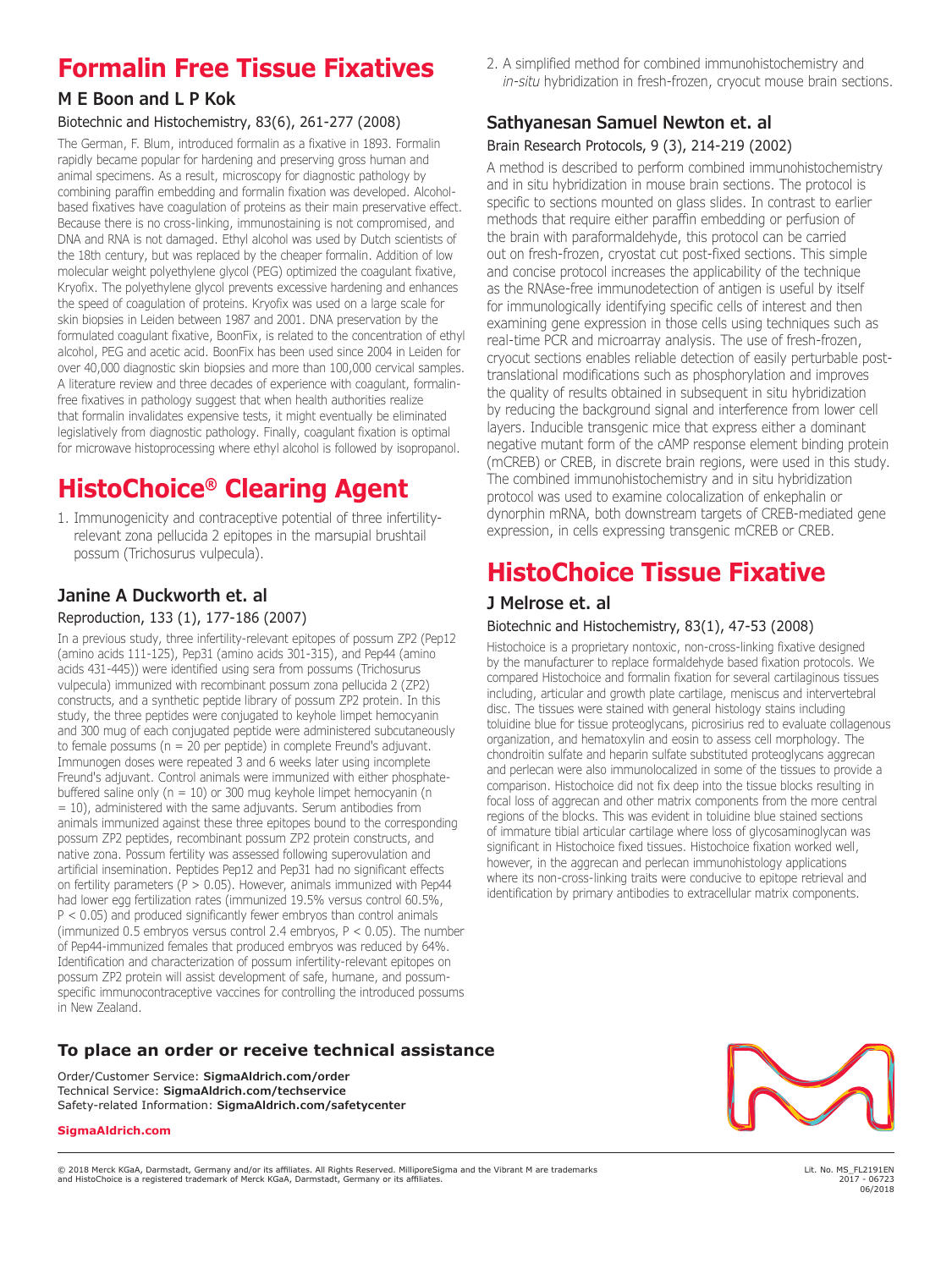# Formalin Free Tissue Fixatives

### M E Boon and L P Kok

Biotechnic and Histochemistry, 83(6), 261-277 (2008)

The German, F. Blum, introduced formalin as a fixative in 1893. Formalin rapidly became popular for hardening and preserving gross human and animal specimens. As a result, microscopy for diagnostic pathology by combining paraffin embedding and formalin fixation was developed. Alcohol-based fixatives have coagulation of proteins as their main preservative effect. Because there is no cross-linking, immunostaining is not compromised, and DNA and RNA is not damaged. Ethyl alcohol was used by Dutch scientists of the 18th century, but was replaced by the cheaper formalin. Addition of low molecular weight polyethylene glycol (PEG) optimized the coagulant fixative, Kryofix. The polyethylene glycol prevents excessive hardening and enhances the speed of coagulation of proteins. Kryofix was used on a large scale for skin biopsies in Leiden between 1987 and 2001. DNA preservation by the formulated coagulant fixative, BoonFix, is related to the concentration of ethyl alcohol, PEG and acetic acid. BoonFix has been used since 2004 in Leiden for over 40,000 diagnostic skin biopsies and more than 100,000 cervical samples. A literature review and three decades of experience with coagulant, formalin-free fixatives in pathology suggest that when health authorities realize that formalin invalidates expensive tests, it might eventually be eliminated legislatively from diagnostic pathology. Finally, coagulant fixation is optimal for microwave histoprocessing where ethyl alcohol is followed by isopropanol.

# HistoChoice® Clearing Agent

1. Immunogenicity and contraceptive potential of three infertility-relevant zona pellucida 2 epitopes in the marsupial brushtail possum (Trichosurus vulpecula).

### Janine A Duckworth et. al

Reproduction, 133 (1), 177-186 (2007)

In a previous study, three infertility-relevant epitopes of possum ZP2 (Pep12 (amino acids 111-125), Pep31 (amino acids 301-315), and Pep44 (amino acids 431-445)) were identified using sera from possums (Trichosurus vulpecula) immunized with recombinant possum zona pellucida 2 (ZP2) constructs, and a synthetic peptide library of possum ZP2 protein. In this study, the three peptides were conjugated to keyhole limpet hemocyanin and 300 mug of each conjugated peptide were administered subcutaneously to female possums (n = 20 per peptide) in complete Freund's adjuvant. Immunogen doses were repeated 3 and 6 weeks later using incomplete Freund's adjuvant. Control animals were immunized with either phosphate-buffered saline only (n = 10) or 300 mug keyhole limpet hemocyanin (n = 10), administered with the same adjuvants. Serum antibodies from animals immunized against these three epitopes bound to the corresponding possum ZP2 peptides, recombinant possum ZP2 protein constructs, and native zona. Possum fertility was assessed following superovulation and artificial insemination. Peptides Pep12 and Pep31 had no significant effects on fertility parameters ($P > 0.05$). However, animals immunized with Pep44 had lower egg fertilization rates (immunized 19.5% versus control 60.5%, $P < 0.05$) and produced significantly fewer embryos than control animals (immunized 0.5 embryos versus control 2.4 embryos, $P < 0.05$). The number of Pep44-immunized females that produced embryos was reduced by 64%. Identification and characterization of possum infertility-relevant epitopes on possum ZP2 protein will assist development of safe, humane, and possum-specific immunocontraceptive vaccines for controlling the introduced possums in New Zealand.

2. A simplified method for combined immunohistochemistry and *in-situ* hybridization in fresh-frozen, cryocut mouse brain sections.

### Sathyanesan Samuel Newton et. al

Brain Research Protocols, 9 (3), 214-219 (2002)

A method is described to perform combined immunohistochemistry and in situ hybridization in mouse brain sections. The protocol is specific to sections mounted on glass slides. In contrast to earlier methods that require either paraffin embedding or perfusion of the brain with paraformaldehyde, this protocol can be carried out on fresh-frozen, cryostat cut post-fixed sections. This simple and concise protocol increases the applicability of the technique as the RNAse-free immunodetection of antigen is useful by itself for immunologically identifying specific cells of interest and then examining gene expression in those cells using techniques such as real-time PCR and microarray analysis. The use of fresh-frozen, cryocut sections enables reliable detection of easily perturbable post-translational modifications such as phosphorylation and improves the quality of results obtained in subsequent in situ hybridization by reducing the background signal and interference from lower cell layers. Inducible transgenic mice that express either a dominant negative mutant form of the cAMP response element binding protein (mCREB) or CREB, in discrete brain regions, were used in this study. The combined immunohistochemistry and in situ hybridization protocol was used to examine colocalization of enkephalin or dynorphin mRNA, both downstream targets of CREB-mediated gene expression, in cells expressing transgenic mCREB or CREB.

# HistoChoice Tissue Fixative

### J Melrose et. al

Biotechnic and Histochemistry, 83(1), 47-53 (2008)

Histochoice is a proprietary nontoxic, non-cross-linking fixative designed by the manufacturer to replace formaldehyde based fixation protocols. We compared Histochoice and formalin fixation for several cartilaginous tissues including, articular and growth plate cartilage, meniscus and intervertebral disc. The tissues were stained with general histology stains including toluidine blue for tissue proteoglycans, picrosirius red to evaluate collagenous organization, and hematoxylin and eosin to assess cell morphology. The chondroitin sulfate and heparin sulfate substituted proteoglycans aggrecan and perlecan were also immunolocalized in some of the tissues to provide a comparison. Histochoice did not fix deep into the tissue blocks resulting in focal loss of aggrecan and other matrix components from the more central regions of the blocks. This was evident in toluidine blue stained sections of immature tibial articular cartilage where loss of glycosaminoglycan was significant in Histochoice fixed tissues. Histochoice fixation worked well, however, in the aggrecan and perlecan immunohistology applications where its non-cross-linking traits were conducive to epitope retrieval and identification by primary antibodies to extracellular matrix components.

### To place an order or receive technical assistance

Order/Customer Service: **SigmaAldrich.com/order**
Technical Service: **SigmaAldrich.com/techservice**
Safety-related Information: **SigmaAldrich.com/safetycenter**

**SigmaAldrich.com**

© 2018 Merck KGaA, Darmstadt, Germany and/or its affiliates. All Rights Reserved. MilliporeSigma and the Vibrant M are trademarks and HistoChoice is a registered trademark of Merck KGaA, Darmstadt, Germany or its affiliates.

Lit. No. MS_FL2191EN
2017 - 06723
06/2018